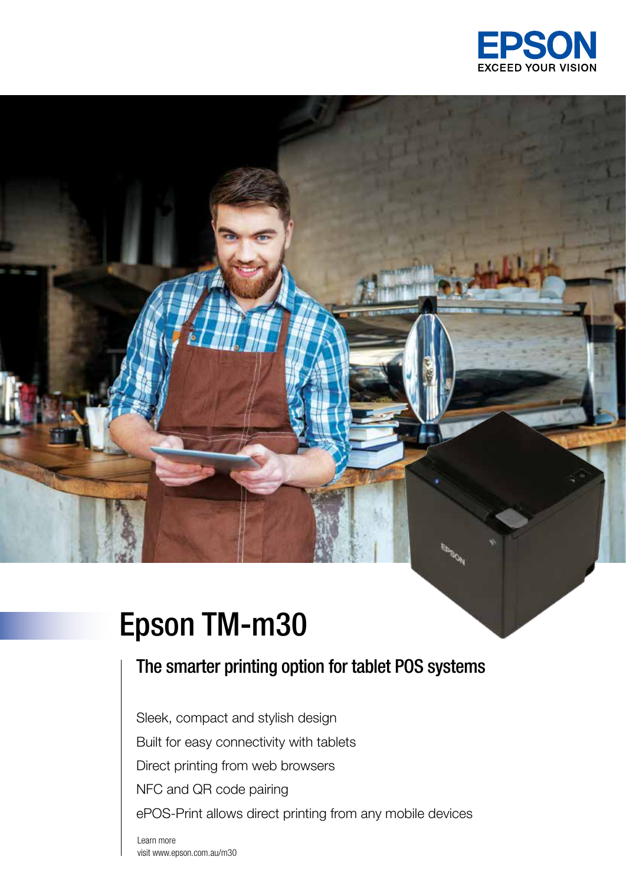EPSON
EXCEED YOUR VISION

# Epson TM-m30

## The smarter printing option for tablet POS systems

Sleek, compact and stylish design

Built for easy connectivity with tablets

Direct printing from web browsers

NFC and QR code pairing

ePOS-Print allows direct printing from any mobile devices

Learn more
visit www.epson.com.au/m30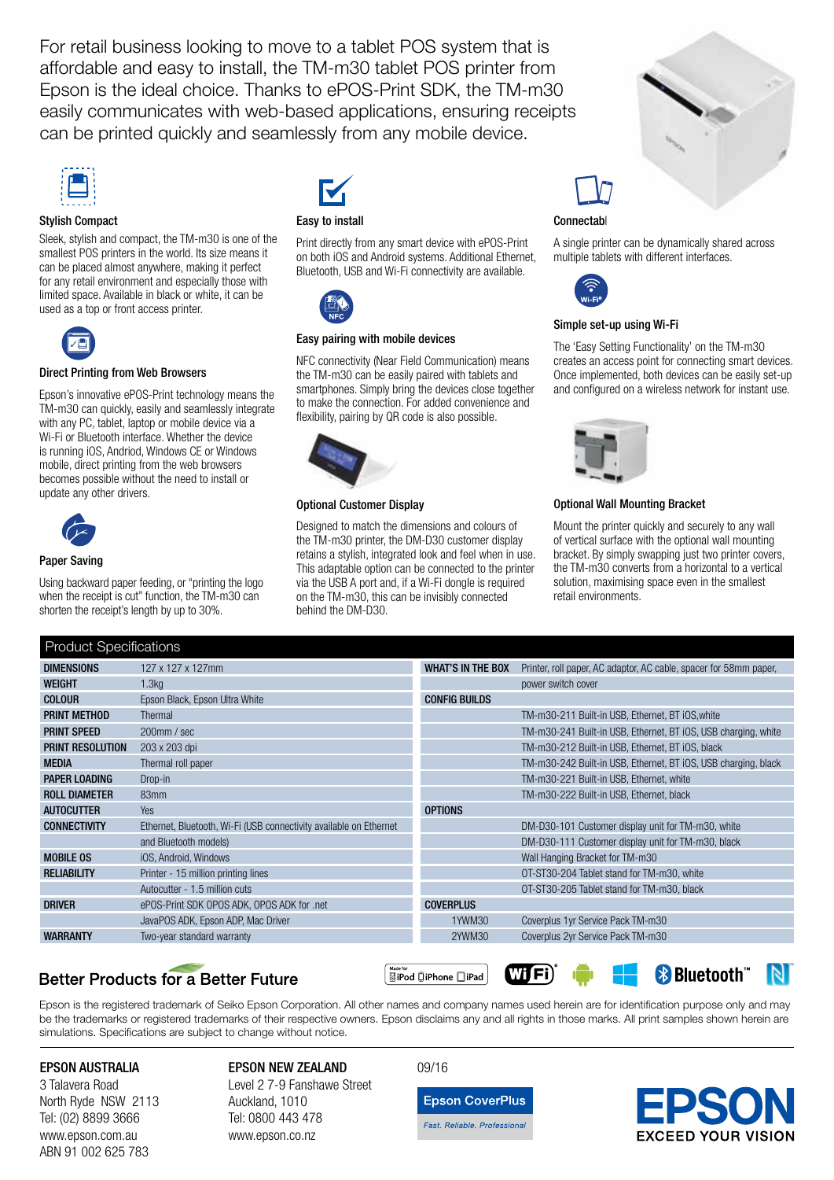For retail business looking to move to a tablet POS system that is affordable and easy to install, the TM-m30 tablet POS printer from Epson is the ideal choice. Thanks to ePOS-Print SDK, the TM-m30 easily communicates with web-based applications, ensuring receipts can be printed quickly and seamlessly from any mobile device.

### Stylish Compact

Sleek, stylish and compact, the TM-m30 is one of the smallest POS printers in the world. Its size means it can be placed almost anywhere, making it perfect for any retail environment and especially those with limited space. Available in black or white, it can be used as a top or front access printer.

### Direct Printing from Web Browsers

Epson's innovative ePOS-Print technology means the TM-m30 can quickly, easily and seamlessly integrate with any PC, tablet, laptop or mobile device via a Wi-Fi or Bluetooth interface. Whether the device is running iOS, Andriod, Windows CE or Windows mobile, direct printing from the web browsers becomes possible without the need to install or update any other drivers.

### Paper Saving

Using backward paper feeding, or "printing the logo when the receipt is cut" function, the TM-m30 can shorten the receipt's length by up to 30%.

### Easy to install

Print directly from any smart device with ePOS-Print on both iOS and Android systems. Additional Ethernet, Bluetooth, USB and Wi-Fi connectivity are available.

### Easy pairing with mobile devices

NFC connectivity (Near Field Communication) means the TM-m30 can be easily paired with tablets and smartphones. Simply bring the devices close together to make the connection. For added convenience and flexibility, pairing by QR code is also possible.

### Optional Customer Display

Designed to match the dimensions and colours of the TM-m30 printer, the DM-D30 customer display retains a stylish, integrated look and feel when in use. This adaptable option can be connected to the printer via the USB A port and, if a Wi-Fi dongle is required on the TM-m30, this can be invisibly connected behind the DM-D30.

### Connectabl

A single printer can be dynamically shared across multiple tablets with different interfaces.

### Simple set-up using Wi-Fi

The 'Easy Setting Functionality' on the TM-m30 creates an access point for connecting smart devices. Once implemented, both devices can be easily set-up and configured on a wireless network for instant use.

### Optional Wall Mounting Bracket

Mount the printer quickly and securely to any wall of vertical surface with the optional wall mounting bracket. By simply swapping just two printer covers, the TM-m30 converts from a horizontal to a vertical solution, maximising space even in the smallest retail environments.

## Product Specifications

| | |
|---|---|
| **DIMENSIONS** | 127 x 127 x 127mm |
| **WEIGHT** | 1.3kg |
| **COLOUR** | Epson Black, Epson Ultra White |
| **PRINT METHOD** | Thermal |
| **PRINT SPEED** | 200mm / sec |
| **PRINT RESOLUTION** | 203 x 203 dpi |
| **MEDIA** | Thermal roll paper |
| **PAPER LOADING** | Drop-in |
| **ROLL DIAMETER** | 83mm |
| **AUTOCUTTER** | Yes |
| **CONNECTIVITY** | Ethernet, Bluetooth, Wi-Fi (USB connectivity available on Ethernet and Bluetooth models) |
| **MOBILE OS** | iOS, Android, Windows |
| **RELIABILITY** | Printer - 15 million printing lines |
| | Autocutter - 1.5 million cuts |
| **DRIVER** | ePOS-Print SDK OPOS ADK, OPOS ADK for .net |
| | JavaPOS ADK, Epson ADP, Mac Driver |
| **WARRANTY** | Two-year standard warranty |

| | |
|---|---|
| **WHAT'S IN THE BOX** | Printer, roll paper, AC adaptor, AC cable, spacer for 58mm paper, power switch cover |
| **CONFIG BUILDS** | |
| | TM-m30-211 Built-in USB, Ethernet, BT iOS,white |
| | TM-m30-241 Built-in USB, Ethernet, BT iOS, USB charging, white |
| | TM-m30-212 Built-in USB, Ethernet, BT iOS, black |
| | TM-m30-242 Built-in USB, Ethernet, BT iOS, USB charging, black |
| | TM-m30-221 Built-in USB, Ethernet, white |
| | TM-m30-222 Built-in USB, Ethernet, black |
| **OPTIONS** | |
| | DM-D30-101 Customer display unit for TM-m30, white |
| | DM-D30-111 Customer display unit for TM-m30, black |
| | Wall Hanging Bracket for TM-m30 |
| | OT-ST30-204 Tablet stand for TM-m30, white |
| | OT-ST30-205 Tablet stand for TM-m30, black |
| **COVERPLUS** | |
| 1YWM30 | Coverplus 1yr Service Pack TM-m30 |
| 2YWM30 | Coverplus 2yr Service Pack TM-m30 |

Better Products for a Better Future

Made for iPod iPhone iPad · Wi-Fi · Bluetooth™

Epson is the registered trademark of Seiko Epson Corporation. All other names and company names used herein are for identification purpose only and may be the trademarks or registered trademarks of their respective owners. Epson disclaims any and all rights in those marks. All print samples shown herein are simulations. Specifications are subject to change without notice.

**EPSON AUSTRALIA**
3 Talavera Road
North Ryde NSW 2113
Tel: (02) 8899 3666
www.epson.com.au
ABN 91 002 625 783

**EPSON NEW ZEALAND**
Level 2 7-9 Fanshawe Street
Auckland, 1010
Tel: 0800 443 478
www.epson.co.nz

09/16

Epson CoverPlus
*Fast. Reliable. Professional*

EPSON
EXCEED YOUR VISION